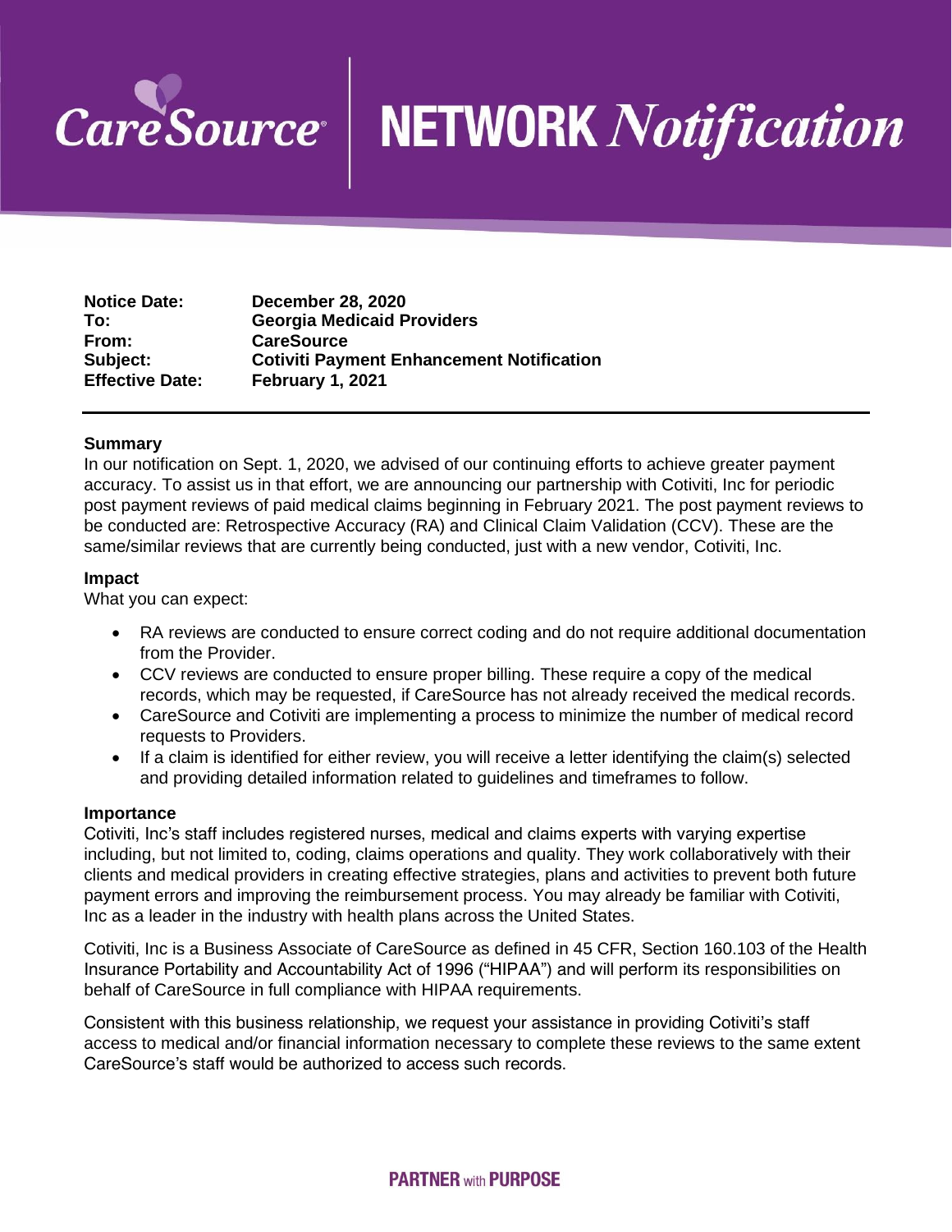# CareSource NETWORK *Notification*

| | |
|---|---|
| **Notice Date:** | **December 28, 2020** |
| **To:** | **Georgia Medicaid Providers** |
| **From:** | **CareSource** |
| **Subject:** | **Cotiviti Payment Enhancement Notification** |
| **Effective Date:** | **February 1, 2021** |

**Summary**

In our notification on Sept. 1, 2020, we advised of our continuing efforts to achieve greater payment accuracy. To assist us in that effort, we are announcing our partnership with Cotiviti, Inc for periodic post payment reviews of paid medical claims beginning in February 2021. The post payment reviews to be conducted are: Retrospective Accuracy (RA) and Clinical Claim Validation (CCV). These are the same/similar reviews that are currently being conducted, just with a new vendor, Cotiviti, Inc.

**Impact**

What you can expect:

- RA reviews are conducted to ensure correct coding and do not require additional documentation from the Provider.
- CCV reviews are conducted to ensure proper billing. These require a copy of the medical records, which may be requested, if CareSource has not already received the medical records.
- CareSource and Cotiviti are implementing a process to minimize the number of medical record requests to Providers.
- If a claim is identified for either review, you will receive a letter identifying the claim(s) selected and providing detailed information related to guidelines and timeframes to follow.

**Importance**

Cotiviti, Inc's staff includes registered nurses, medical and claims experts with varying expertise including, but not limited to, coding, claims operations and quality. They work collaboratively with their clients and medical providers in creating effective strategies, plans and activities to prevent both future payment errors and improving the reimbursement process. You may already be familiar with Cotiviti, Inc as a leader in the industry with health plans across the United States.

Cotiviti, Inc is a Business Associate of CareSource as defined in 45 CFR, Section 160.103 of the Health Insurance Portability and Accountability Act of 1996 ("HIPAA") and will perform its responsibilities on behalf of CareSource in full compliance with HIPAA requirements.

Consistent with this business relationship, we request your assistance in providing Cotiviti's staff access to medical and/or financial information necessary to complete these reviews to the same extent CareSource's staff would be authorized to access such records.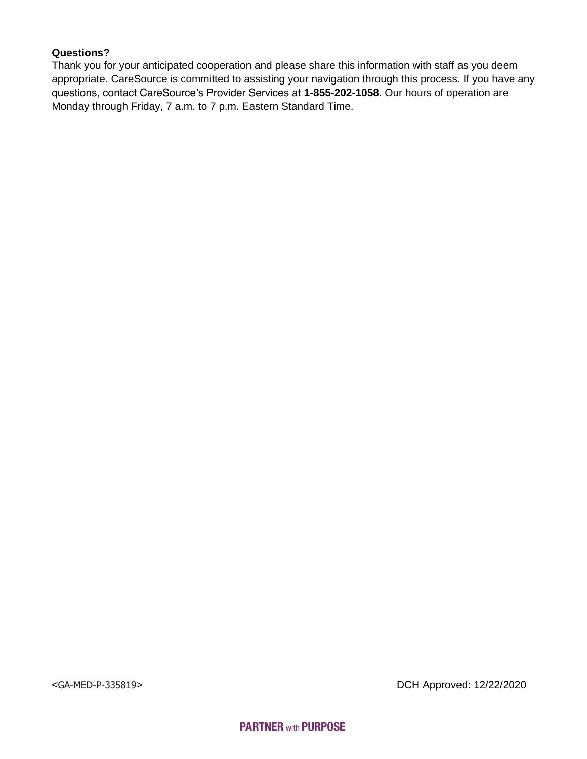**Questions?**

Thank you for your anticipated cooperation and please share this information with staff as you deem appropriate. CareSource is committed to assisting your navigation through this process. If you have any questions, contact CareSource's Provider Services at **1-855-202-1058.** Our hours of operation are Monday through Friday, 7 a.m. to 7 p.m. Eastern Standard Time.

<GA-MED-P-335819> DCH Approved: 12/22/2020

**PARTNER** with **PURPOSE**